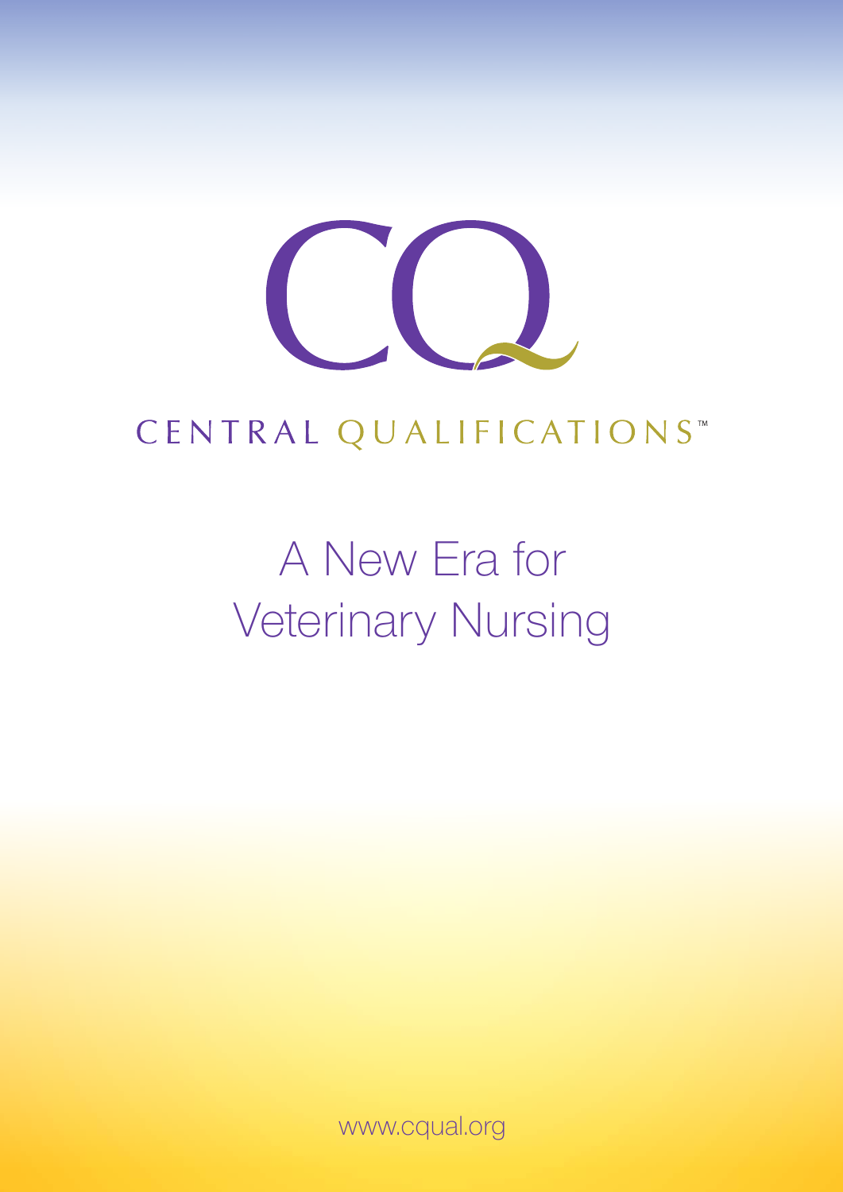CQ

CENTRAL QUALIFICATIONS™

# A New Era for Veterinary Nursing

www.cqual.org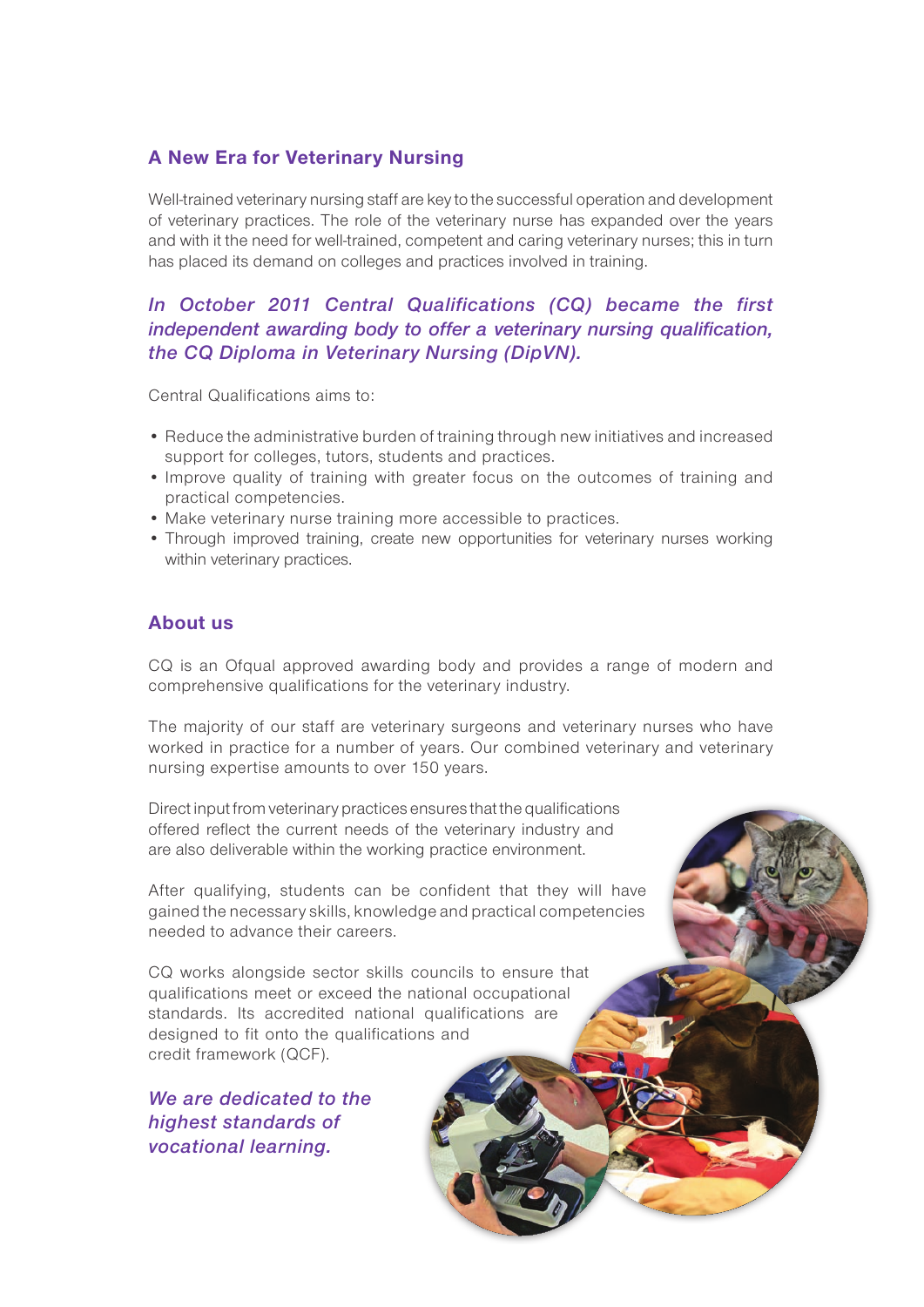## A New Era for Veterinary Nursing

Well-trained veterinary nursing staff are key to the successful operation and development of veterinary practices. The role of the veterinary nurse has expanded over the years and with it the need for well-trained, competent and caring veterinary nurses; this in turn has placed its demand on colleges and practices involved in training.

*In October 2011 Central Qualifications (CQ) became the first independent awarding body to offer a veterinary nursing qualification, the CQ Diploma in Veterinary Nursing (DipVN).*

Central Qualifications aims to:

- Reduce the administrative burden of training through new initiatives and increased support for colleges, tutors, students and practices.
- Improve quality of training with greater focus on the outcomes of training and practical competencies.
- Make veterinary nurse training more accessible to practices.
- Through improved training, create new opportunities for veterinary nurses working within veterinary practices.

## About us

CQ is an Ofqual approved awarding body and provides a range of modern and comprehensive qualifications for the veterinary industry.

The majority of our staff are veterinary surgeons and veterinary nurses who have worked in practice for a number of years. Our combined veterinary and veterinary nursing expertise amounts to over 150 years.

Direct input from veterinary practices ensures that the qualifications offered reflect the current needs of the veterinary industry and are also deliverable within the working practice environment.

After qualifying, students can be confident that they will have gained the necessary skills, knowledge and practical competencies needed to advance their careers.

CQ works alongside sector skills councils to ensure that qualifications meet or exceed the national occupational standards. Its accredited national qualifications are designed to fit onto the qualifications and credit framework (QCF).

*We are dedicated to the highest standards of vocational learning.*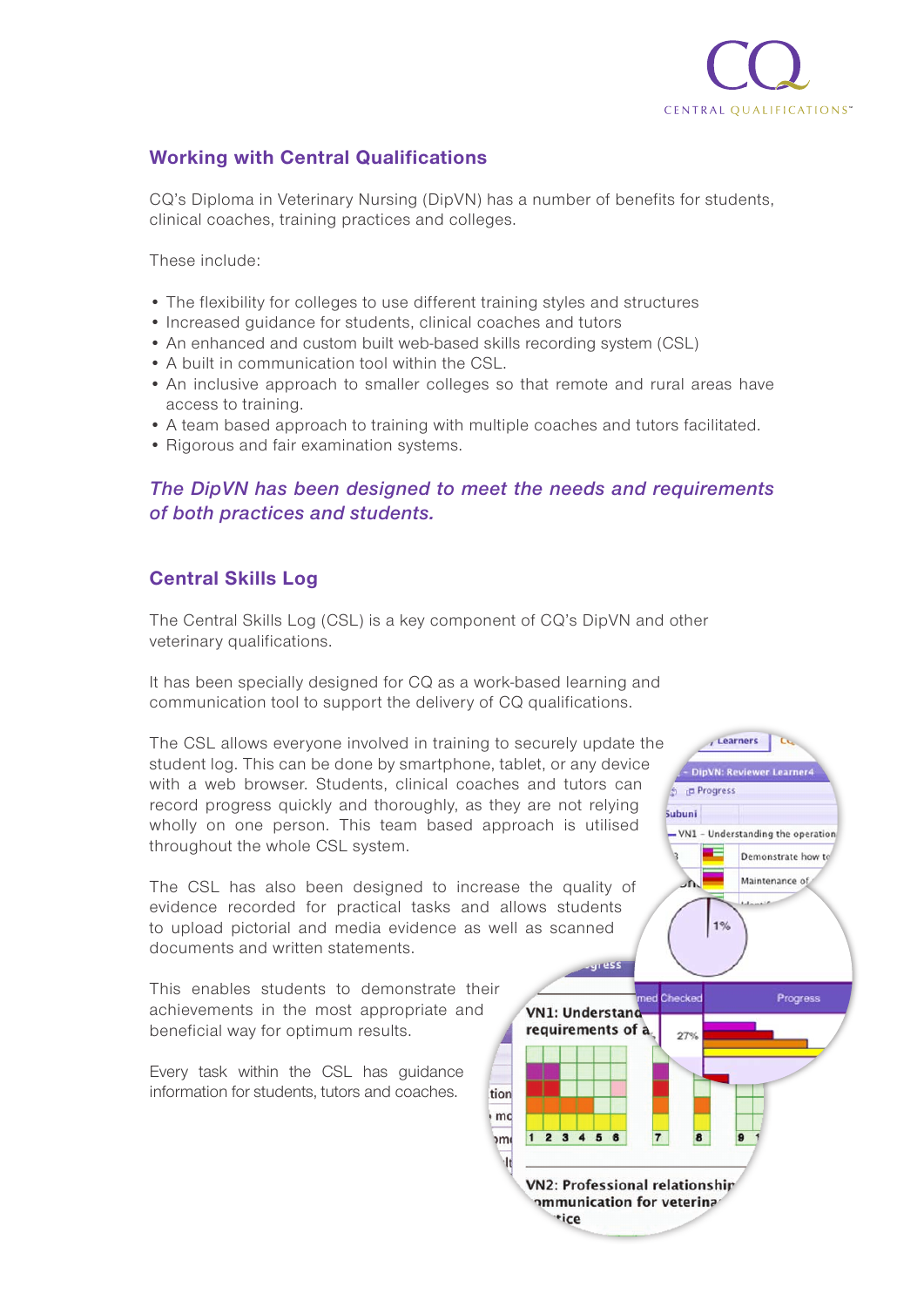## Working with Central Qualifications

CQ's Diploma in Veterinary Nursing (DipVN) has a number of benefits for students, clinical coaches, training practices and colleges.

These include:

- The flexibility for colleges to use different training styles and structures
- Increased guidance for students, clinical coaches and tutors
- An enhanced and custom built web-based skills recording system (CSL)
- A built in communication tool within the CSL.
- An inclusive approach to smaller colleges so that remote and rural areas have access to training.
- A team based approach to training with multiple coaches and tutors facilitated.
- Rigorous and fair examination systems.

*The DipVN has been designed to meet the needs and requirements of both practices and students.*

## Central Skills Log

The Central Skills Log (CSL) is a key component of CQ's DipVN and other veterinary qualifications.

It has been specially designed for CQ as a work-based learning and communication tool to support the delivery of CQ qualifications.

The CSL allows everyone involved in training to securely update the student log. This can be done by smartphone, tablet, or any device with a web browser. Students, clinical coaches and tutors can record progress quickly and thoroughly, as they are not relying wholly on one person. This team based approach is utilised throughout the whole CSL system.

The CSL has also been designed to increase the quality of evidence recorded for practical tasks and allows students to upload pictorial and media evidence as well as scanned documents and written statements.

This enables students to demonstrate their achievements in the most appropriate and beneficial way for optimum results.

Every task within the CSL has guidance information for students, tutors and coaches.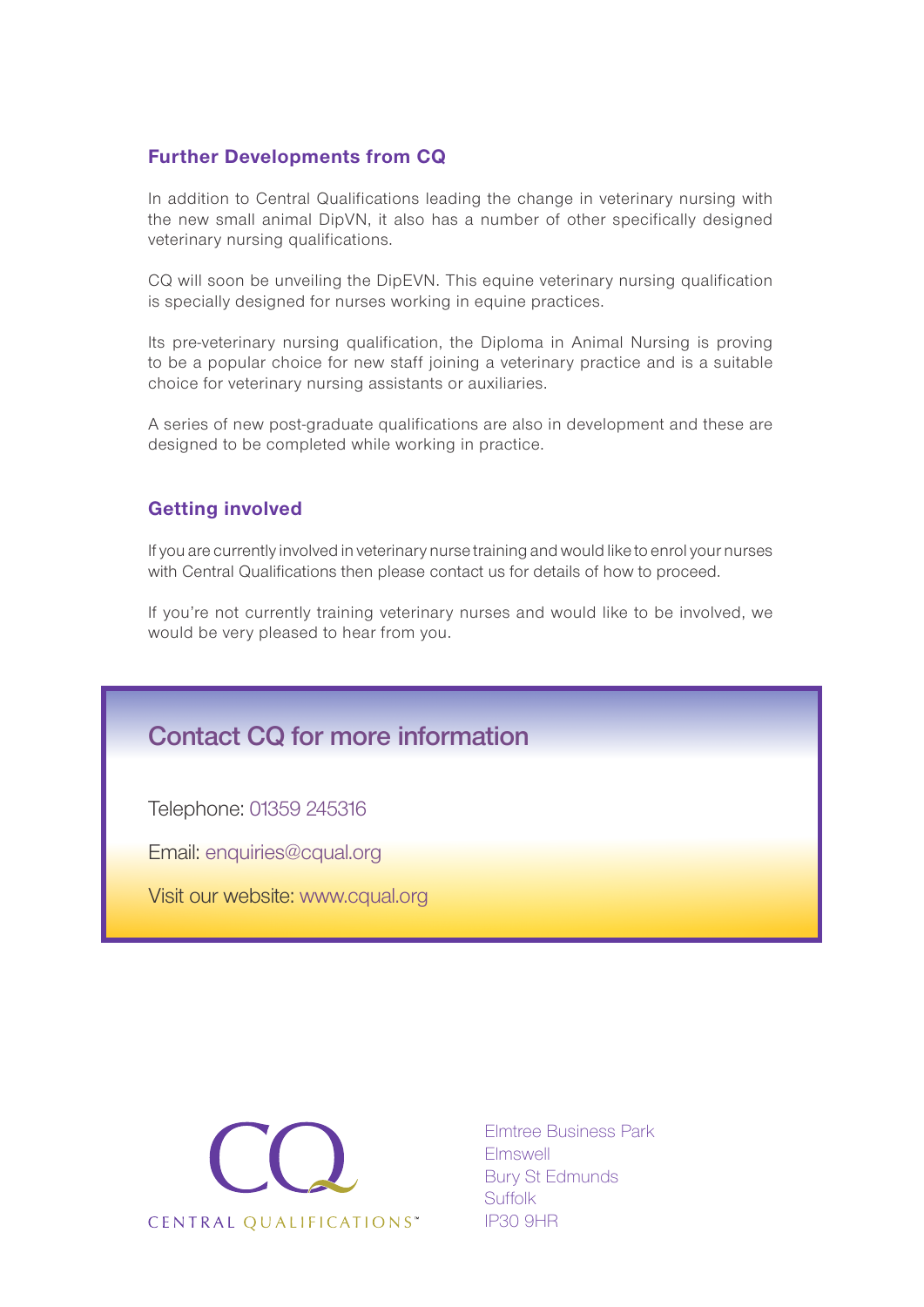## Further Developments from CQ

In addition to Central Qualifications leading the change in veterinary nursing with the new small animal DipVN, it also has a number of other specifically designed veterinary nursing qualifications.

CQ will soon be unveiling the DipEVN. This equine veterinary nursing qualification is specially designed for nurses working in equine practices.

Its pre-veterinary nursing qualification, the Diploma in Animal Nursing is proving to be a popular choice for new staff joining a veterinary practice and is a suitable choice for veterinary nursing assistants or auxiliaries.

A series of new post-graduate qualifications are also in development and these are designed to be completed while working in practice.

## Getting involved

If you are currently involved in veterinary nurse training and would like to enrol your nurses with Central Qualifications then please contact us for details of how to proceed.

If you're not currently training veterinary nurses and would like to be involved, we would be very pleased to hear from you.

## Contact CQ for more information

Telephone: 01359 245316

Email: enquiries@cqual.org

Visit our website: www.cqual.org

CQ
CENTRAL QUALIFICATIONS™

Elmtree Business Park
Elmswell
Bury St Edmunds
Suffolk
IP30 9HR